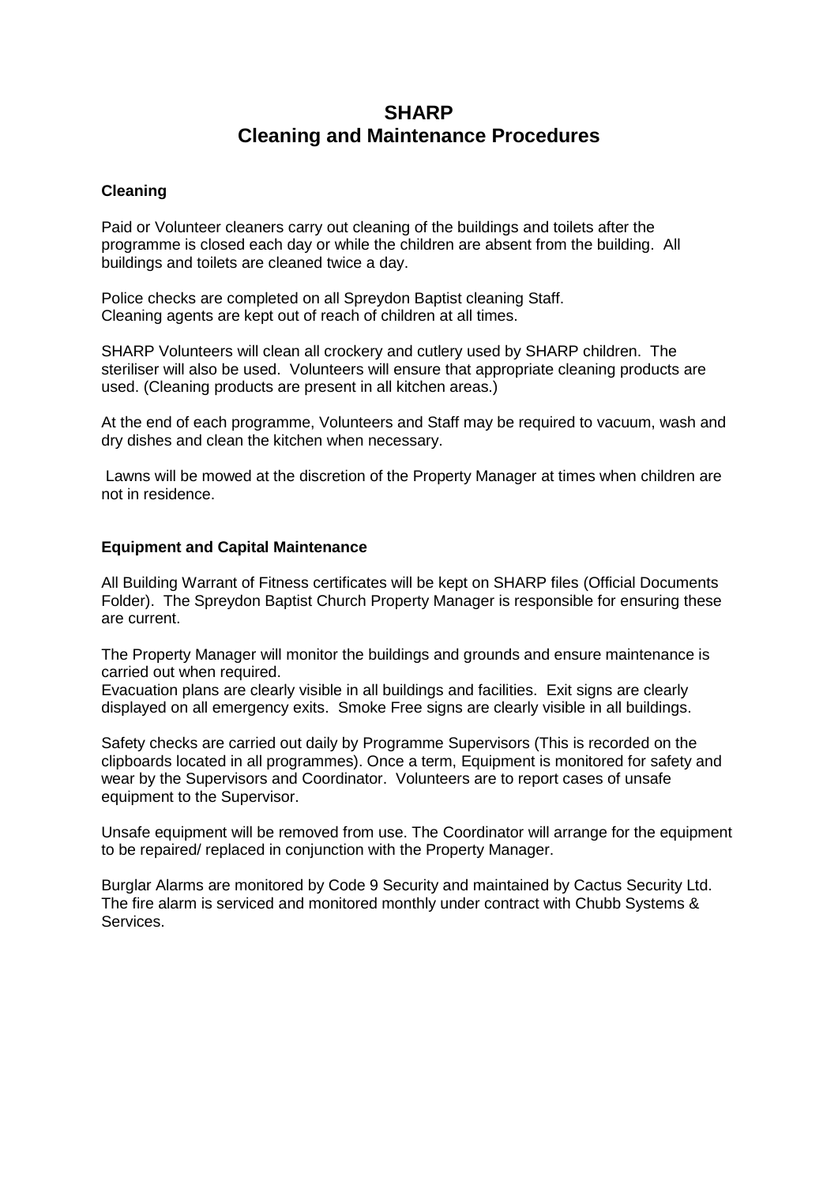# SHARP
# Cleaning and Maintenance Procedures

**Cleaning**

Paid or Volunteer cleaners carry out cleaning of the buildings and toilets after the programme is closed each day or while the children are absent from the building. All buildings and toilets are cleaned twice a day.

Police checks are completed on all Spreydon Baptist cleaning Staff.
Cleaning agents are kept out of reach of children at all times.

SHARP Volunteers will clean all crockery and cutlery used by SHARP children. The steriliser will also be used. Volunteers will ensure that appropriate cleaning products are used. (Cleaning products are present in all kitchen areas.)

At the end of each programme, Volunteers and Staff may be required to vacuum, wash and dry dishes and clean the kitchen when necessary.

Lawns will be mowed at the discretion of the Property Manager at times when children are not in residence.

**Equipment and Capital Maintenance**

All Building Warrant of Fitness certificates will be kept on SHARP files (Official Documents Folder). The Spreydon Baptist Church Property Manager is responsible for ensuring these are current.

The Property Manager will monitor the buildings and grounds and ensure maintenance is carried out when required.
Evacuation plans are clearly visible in all buildings and facilities. Exit signs are clearly displayed on all emergency exits. Smoke Free signs are clearly visible in all buildings.

Safety checks are carried out daily by Programme Supervisors (This is recorded on the clipboards located in all programmes). Once a term, Equipment is monitored for safety and wear by the Supervisors and Coordinator. Volunteers are to report cases of unsafe equipment to the Supervisor.

Unsafe equipment will be removed from use. The Coordinator will arrange for the equipment to be repaired/ replaced in conjunction with the Property Manager.

Burglar Alarms are monitored by Code 9 Security and maintained by Cactus Security Ltd.
The fire alarm is serviced and monitored monthly under contract with Chubb Systems & Services.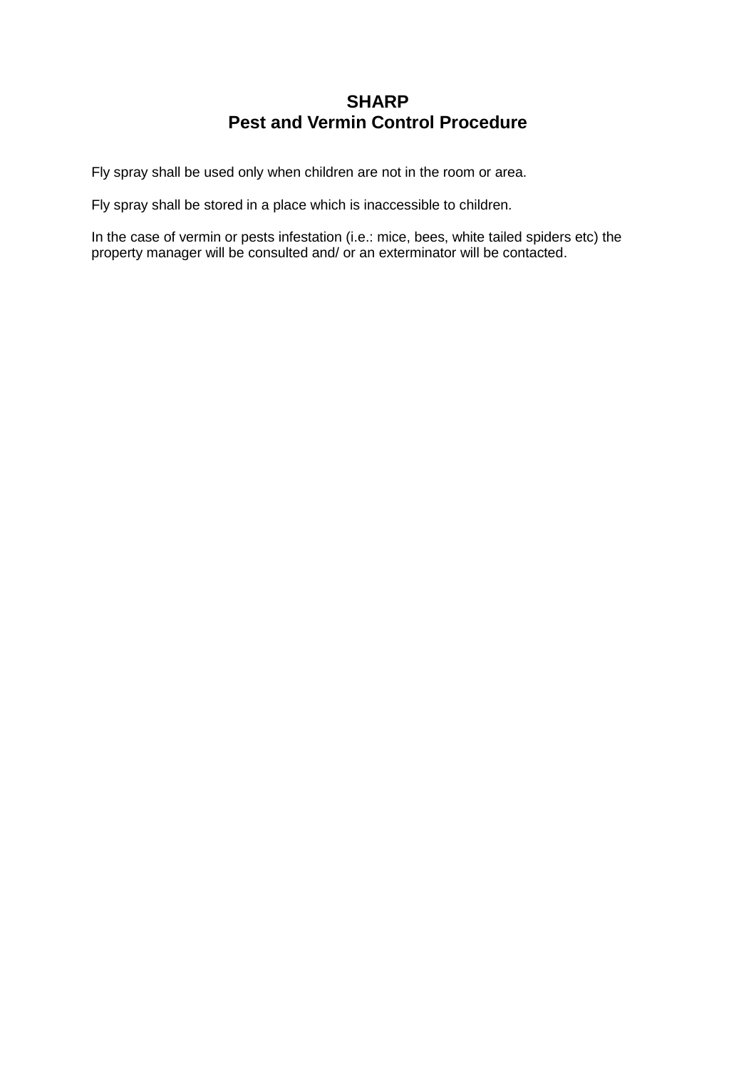# SHARP
## Pest and Vermin Control Procedure

Fly spray shall be used only when children are not in the room or area.

Fly spray shall be stored in a place which is inaccessible to children.

In the case of vermin or pests infestation (i.e.: mice, bees, white tailed spiders etc) the property manager will be consulted and/ or an exterminator will be contacted.